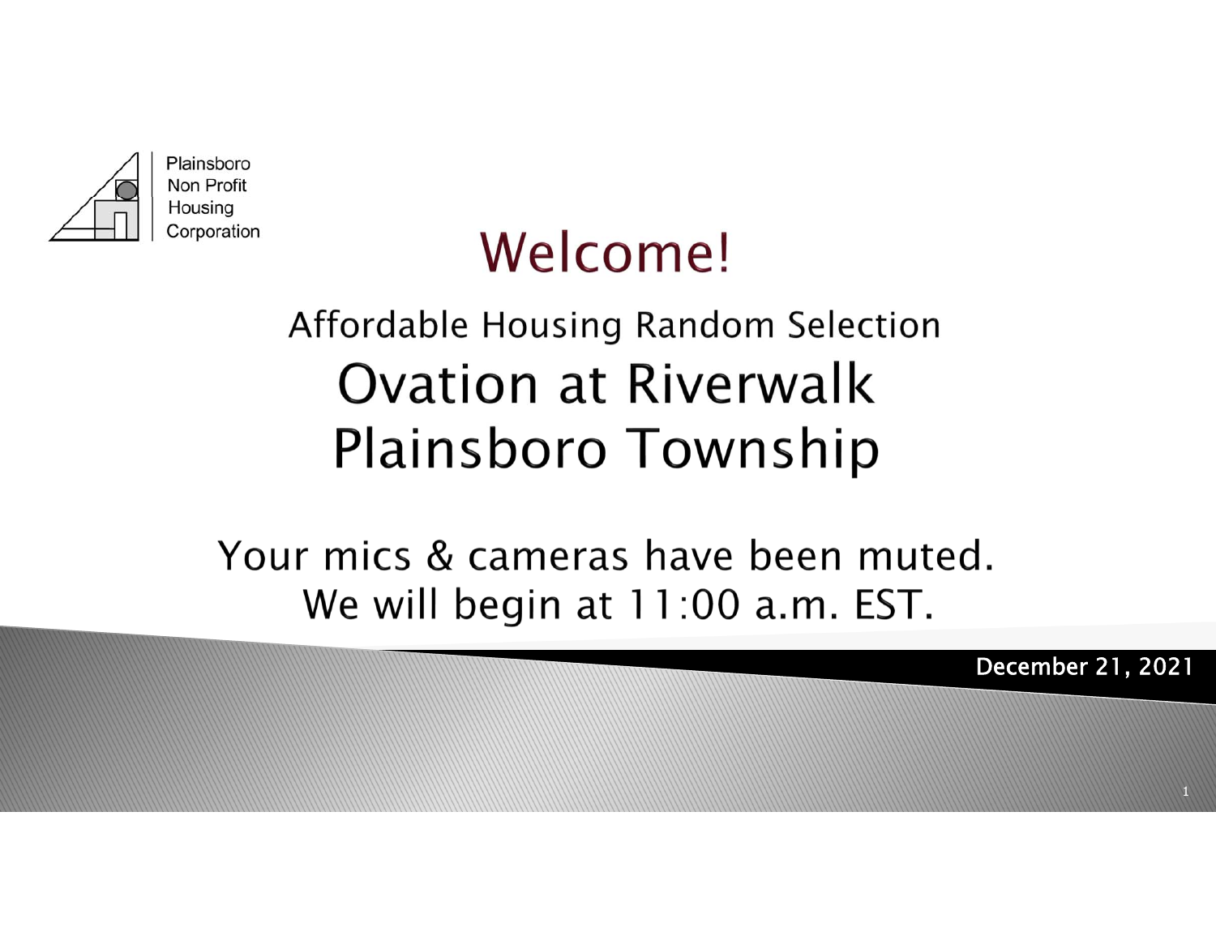Plainsboro Non Profit Housing Corporation

# Welcome!

## Affordable Housing Random Selection

# Ovation at Riverwalk Plainsboro Township

Your mics & cameras have been muted.
We will begin at 11:00 a.m. EST.

December 21, 2021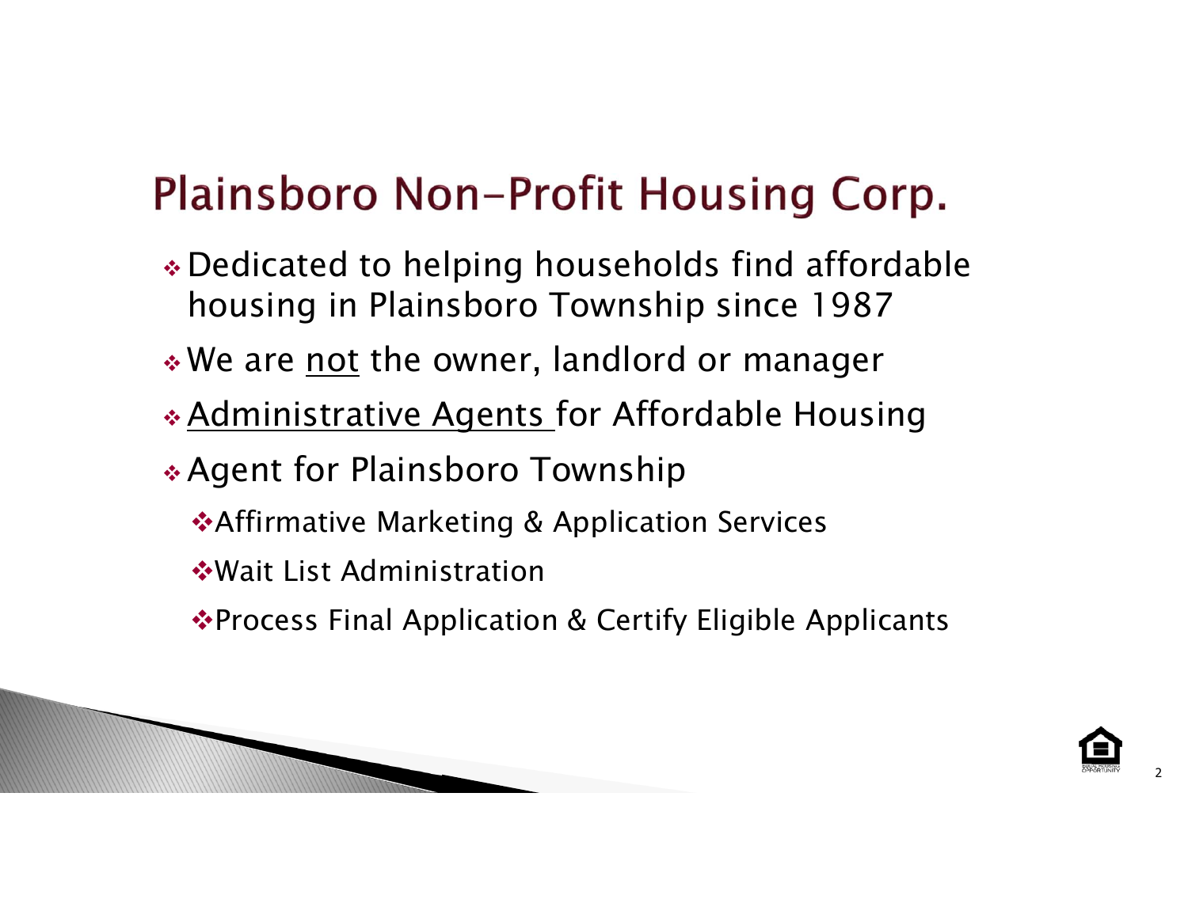# Plainsboro Non-Profit Housing Corp.

- Dedicated to helping households find affordable housing in Plainsboro Township since 1987
- We are <u>not</u> the owner, landlord or manager
- <u>Administrative Agents</u> for Affordable Housing
- Agent for Plainsboro Township
  - Affirmative Marketing & Application Services
  - Wait List Administration
  - Process Final Application & Certify Eligible Applicants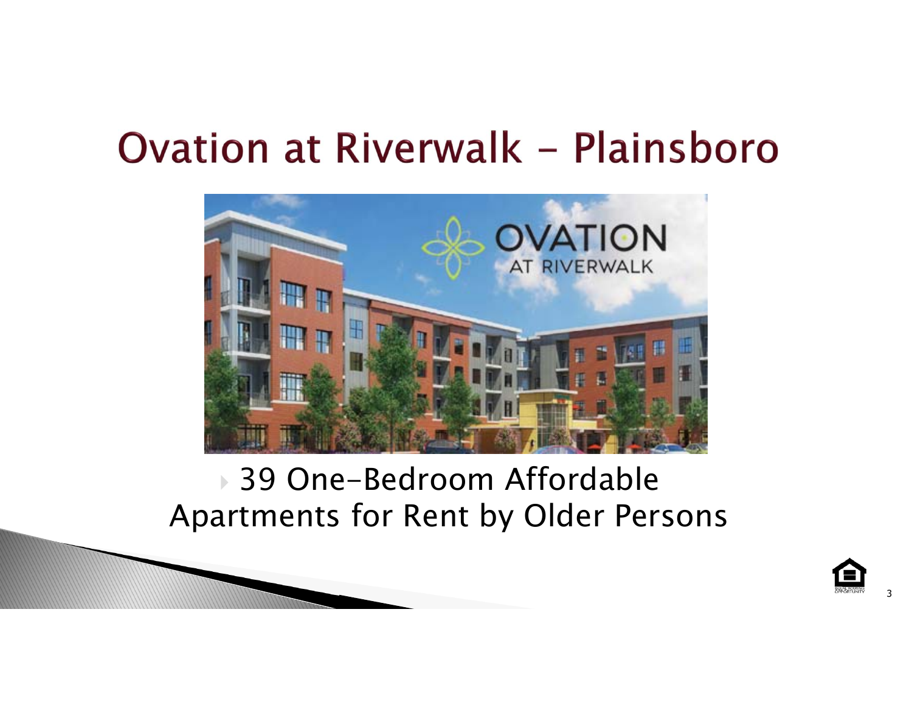# Ovation at Riverwalk - Plainsboro

- 39 One-Bedroom Affordable Apartments for Rent by Older Persons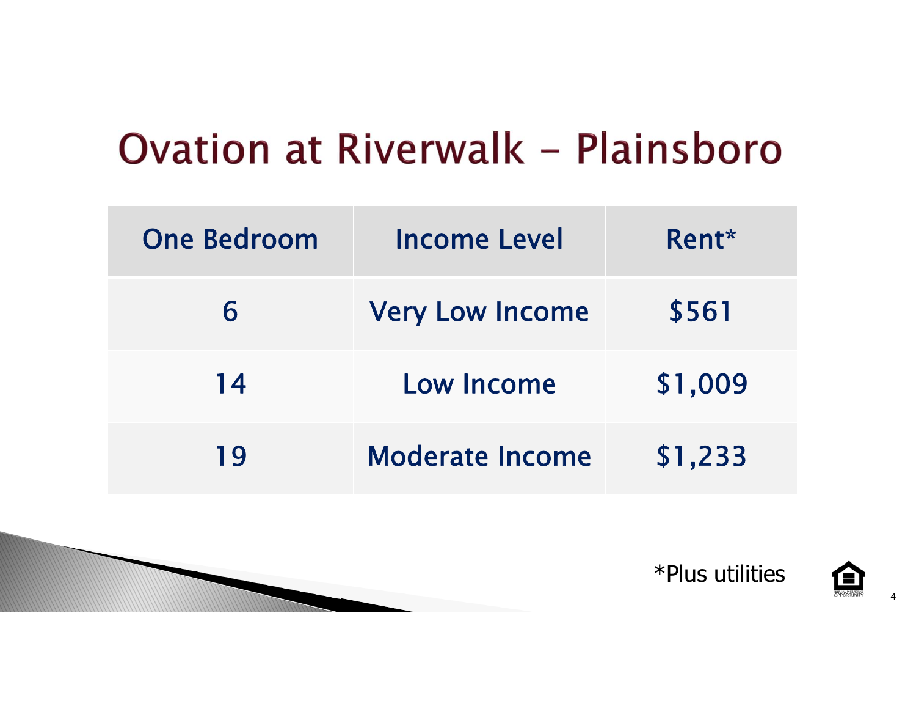# Ovation at Riverwalk - Plainsboro

| One Bedroom | Income Level | Rent* |
|---|---|---|
| 6 | Very Low Income | $561 |
| 14 | Low Income | $1,009 |
| 19 | Moderate Income | $1,233 |

*Plus utilities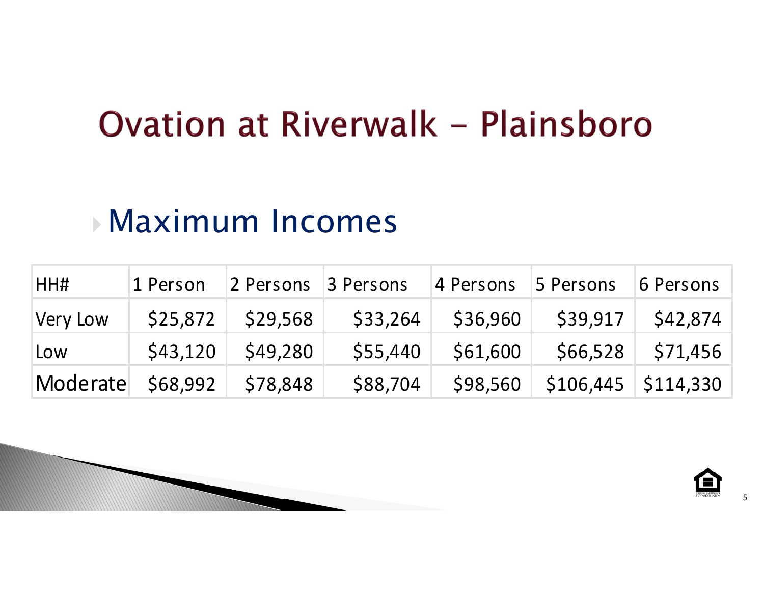# Ovation at Riverwalk - Plainsboro

## Maximum Incomes

| HH# | 1 Person | 2 Persons | 3 Persons | 4 Persons | 5 Persons | 6 Persons |
|---|---|---|---|---|---|---|
| Very Low | $25,872 | $29,568 | $33,264 | $36,960 | $39,917 | $42,874 |
| Low | $43,120 | $49,280 | $55,440 | $61,600 | $66,528 | $71,456 |
| Moderate | $68,992 | $78,848 | $88,704 | $98,560 | $106,445 | $114,330 |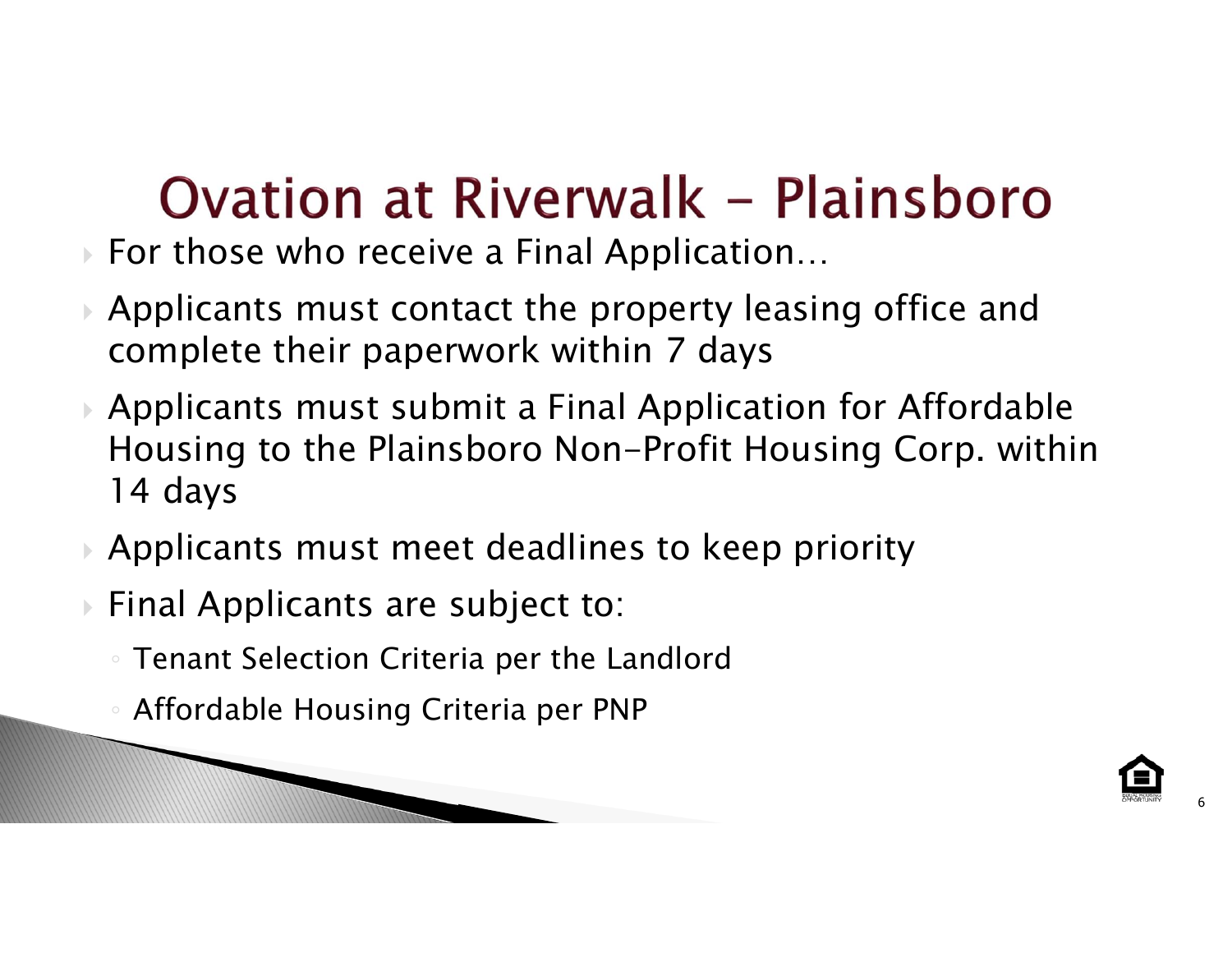# Ovation at Riverwalk - Plainsboro

- For those who receive a Final Application…
- Applicants must contact the property leasing office and complete their paperwork within 7 days
- Applicants must submit a Final Application for Affordable Housing to the Plainsboro Non-Profit Housing Corp. within 14 days
- Applicants must meet deadlines to keep priority
- Final Applicants are subject to:
  - Tenant Selection Criteria per the Landlord
  - Affordable Housing Criteria per PNP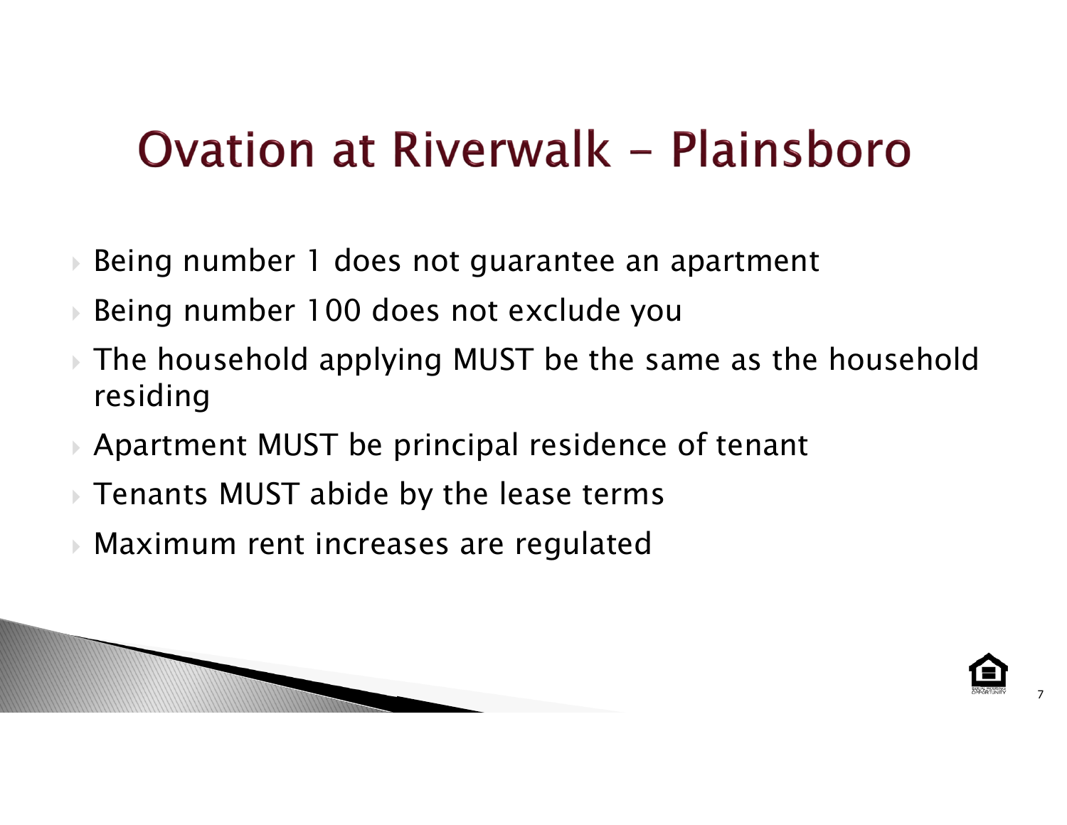# Ovation at Riverwalk - Plainsboro

- Being number 1 does not guarantee an apartment
- Being number 100 does not exclude you
- The household applying MUST be the same as the household residing
- Apartment MUST be principal residence of tenant
- Tenants MUST abide by the lease terms
- Maximum rent increases are regulated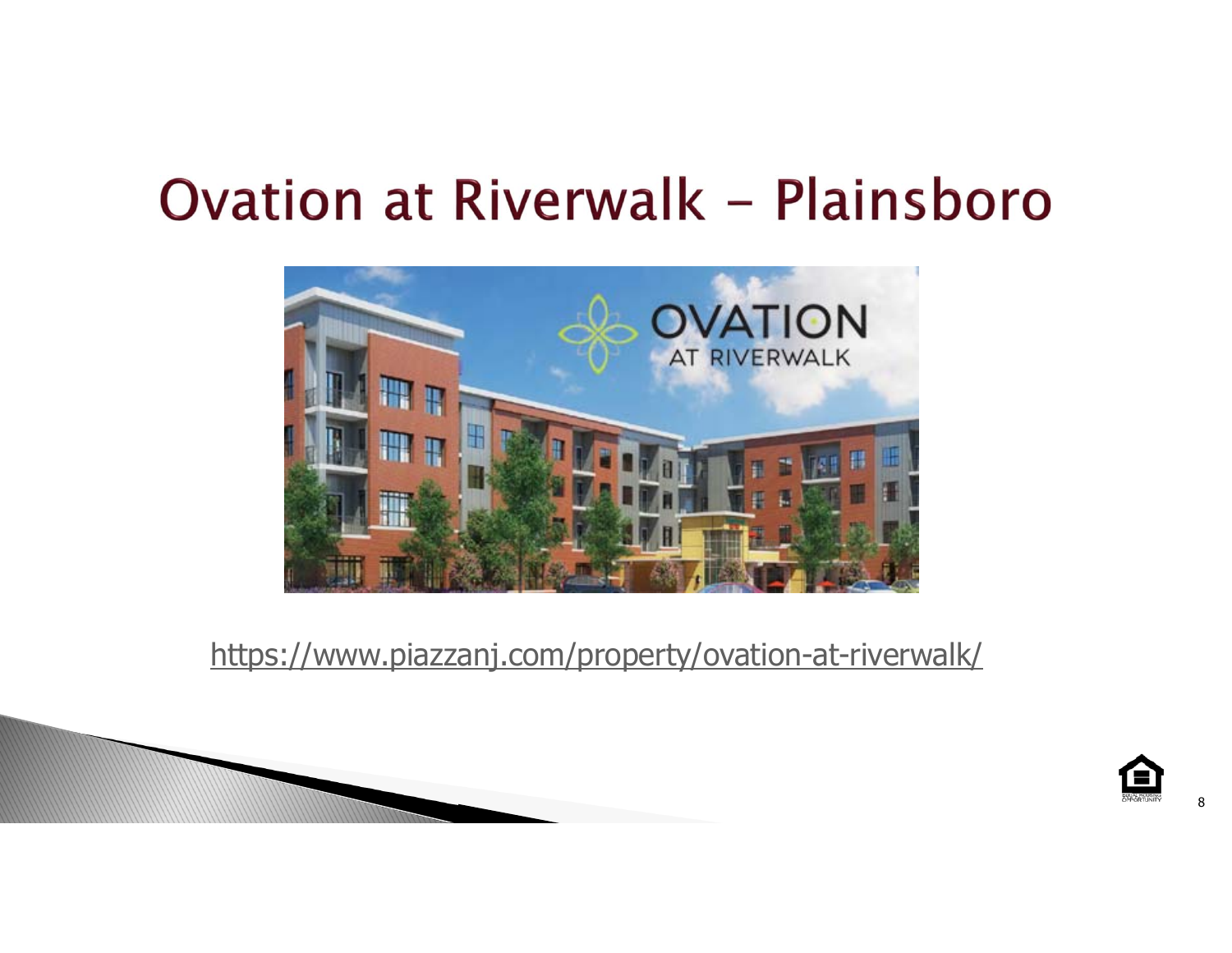# Ovation at Riverwalk – Plainsboro

https://www.piazzanj.com/property/ovation-at-riverwalk/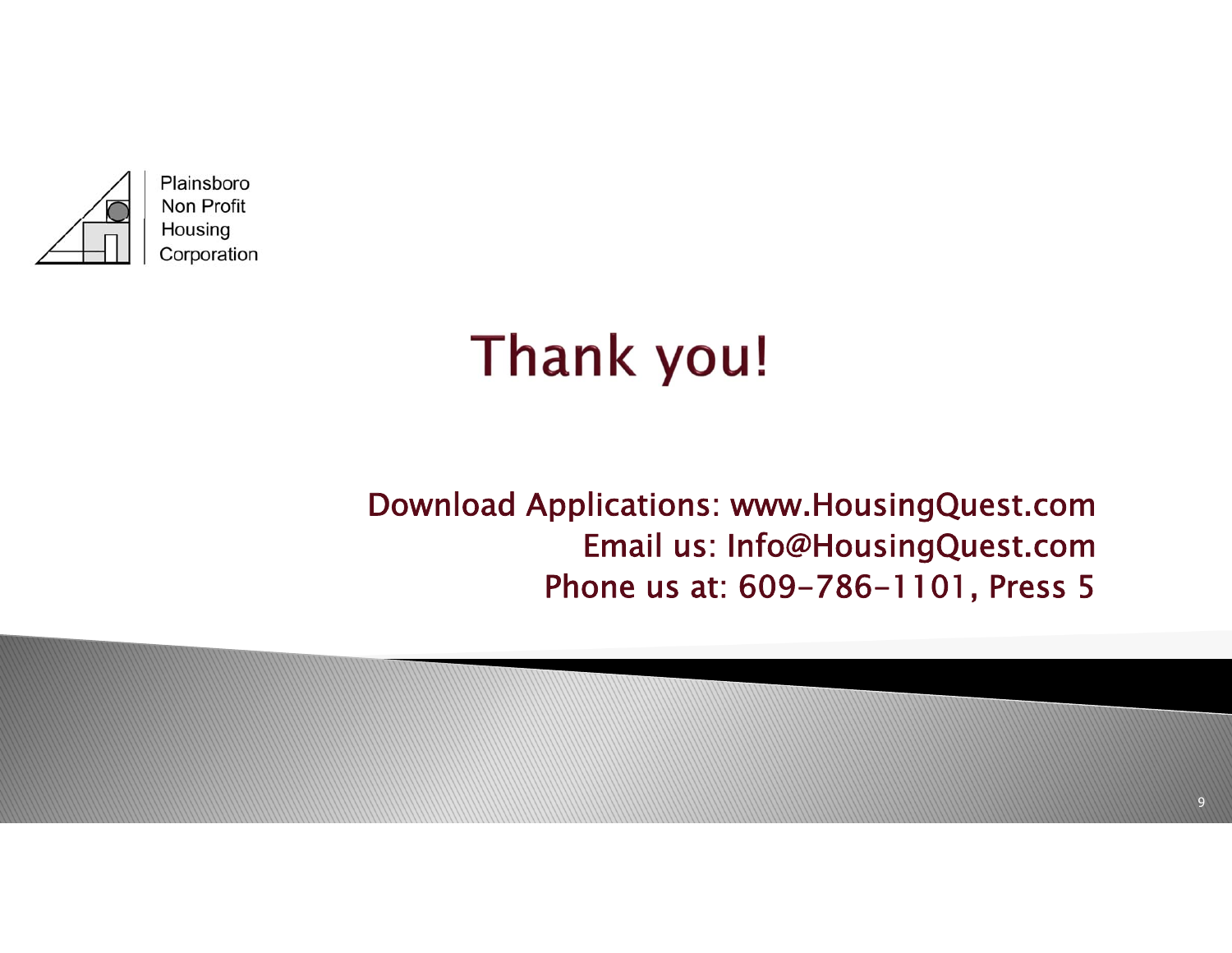Plainsboro
Non Profit
Housing
Corporation

# Thank you!

Download Applications: www.HousingQuest.com
Email us: Info@HousingQuest.com
Phone us at: 609-786-1101, Press 5